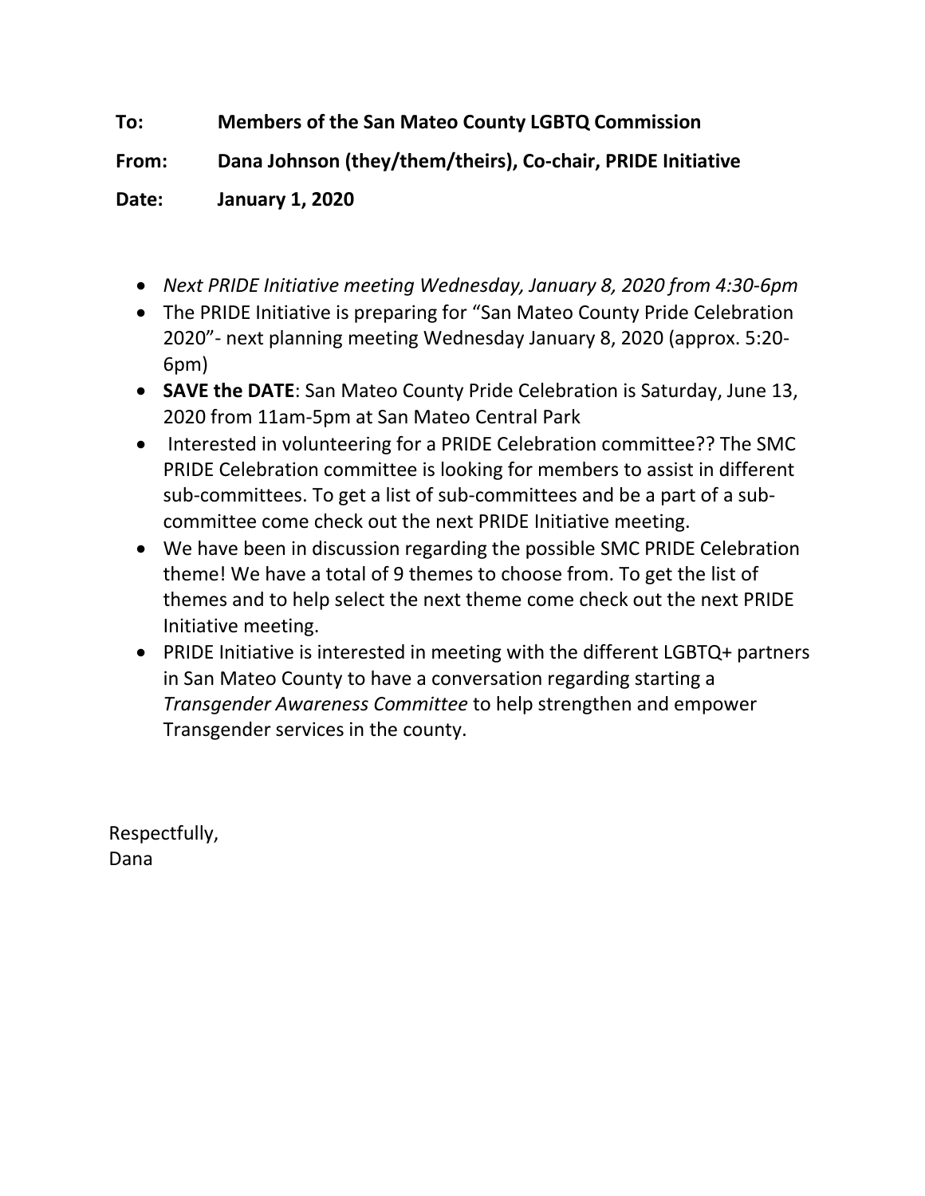**To:** **Members of the San Mateo County LGBTQ Commission**

**From:** **Dana Johnson (they/them/theirs), Co-chair, PRIDE Initiative**

**Date:** **January 1, 2020**

- *Next PRIDE Initiative meeting Wednesday, January 8, 2020 from 4:30-6pm*
- The PRIDE Initiative is preparing for "San Mateo County Pride Celebration 2020"- next planning meeting Wednesday January 8, 2020 (approx. 5:20-6pm)
- **SAVE the DATE**: San Mateo County Pride Celebration is Saturday, June 13, 2020 from 11am-5pm at San Mateo Central Park
- Interested in volunteering for a PRIDE Celebration committee?? The SMC PRIDE Celebration committee is looking for members to assist in different sub-committees. To get a list of sub-committees and be a part of a sub-committee come check out the next PRIDE Initiative meeting.
- We have been in discussion regarding the possible SMC PRIDE Celebration theme! We have a total of 9 themes to choose from. To get the list of themes and to help select the next theme come check out the next PRIDE Initiative meeting.
- PRIDE Initiative is interested in meeting with the different LGBTQ+ partners in San Mateo County to have a conversation regarding starting a *Transgender Awareness Committee* to help strengthen and empower Transgender services in the county.

Respectfully,
Dana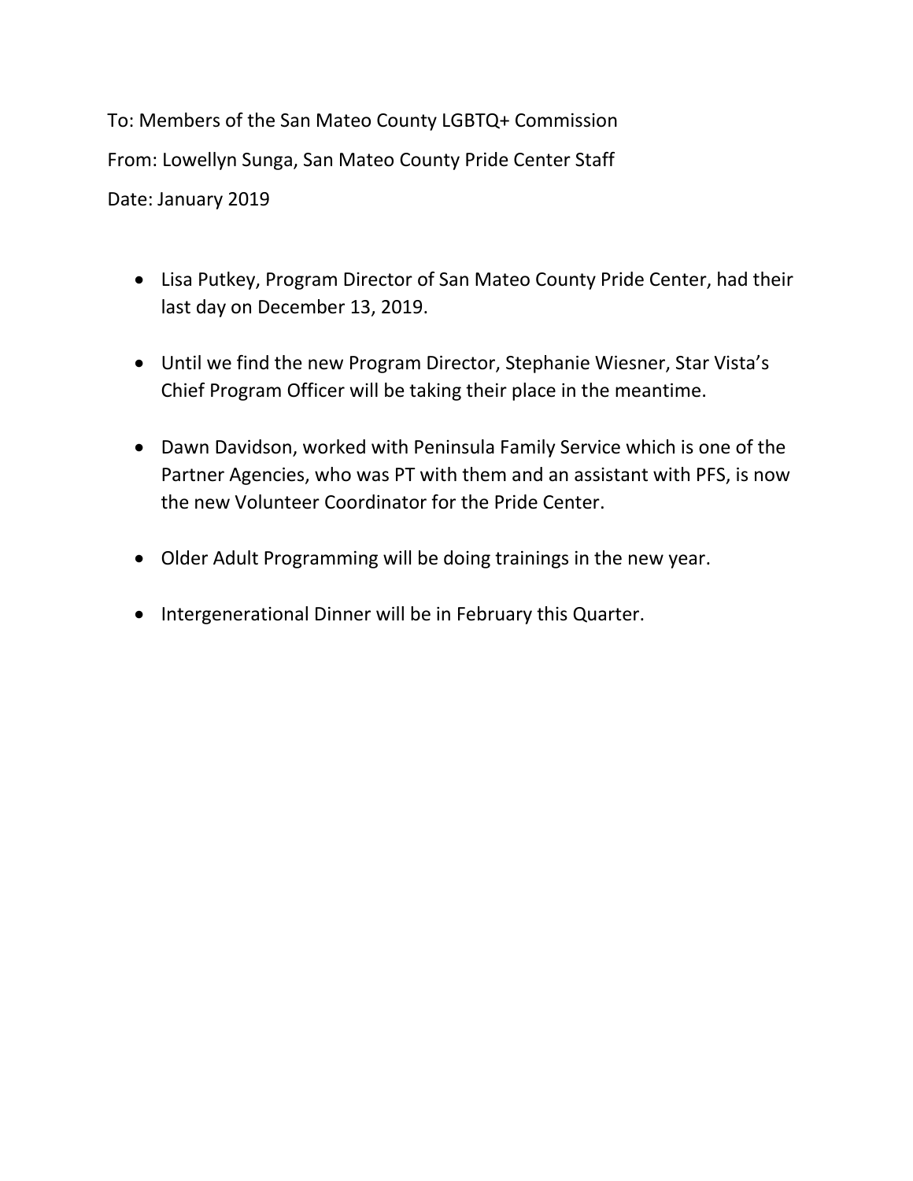To: Members of the San Mateo County LGBTQ+ Commission

From: Lowellyn Sunga, San Mateo County Pride Center Staff

Date: January 2019

- Lisa Putkey, Program Director of San Mateo County Pride Center, had their last day on December 13, 2019.
- Until we find the new Program Director, Stephanie Wiesner, Star Vista's Chief Program Officer will be taking their place in the meantime.
- Dawn Davidson, worked with Peninsula Family Service which is one of the Partner Agencies, who was PT with them and an assistant with PFS, is now the new Volunteer Coordinator for the Pride Center.
- Older Adult Programming will be doing trainings in the new year.
- Intergenerational Dinner will be in February this Quarter.